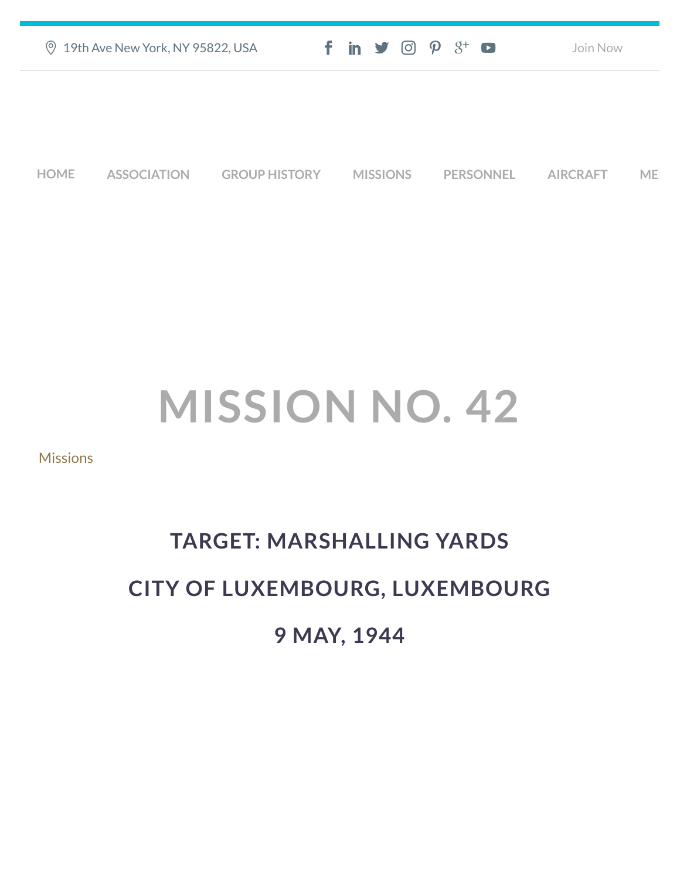19th Ave New York, NY 95822, USA

Join Now

HOME ASSOCIATION GROUP HISTORY MISSIONS PERSONNEL AIRCRAFT ME

# MISSION NO. 42

Missions

## TARGET: MARSHALLING YARDS

## CITY OF LUXEMBOURG, LUXEMBOURG

## 9 MAY, 1944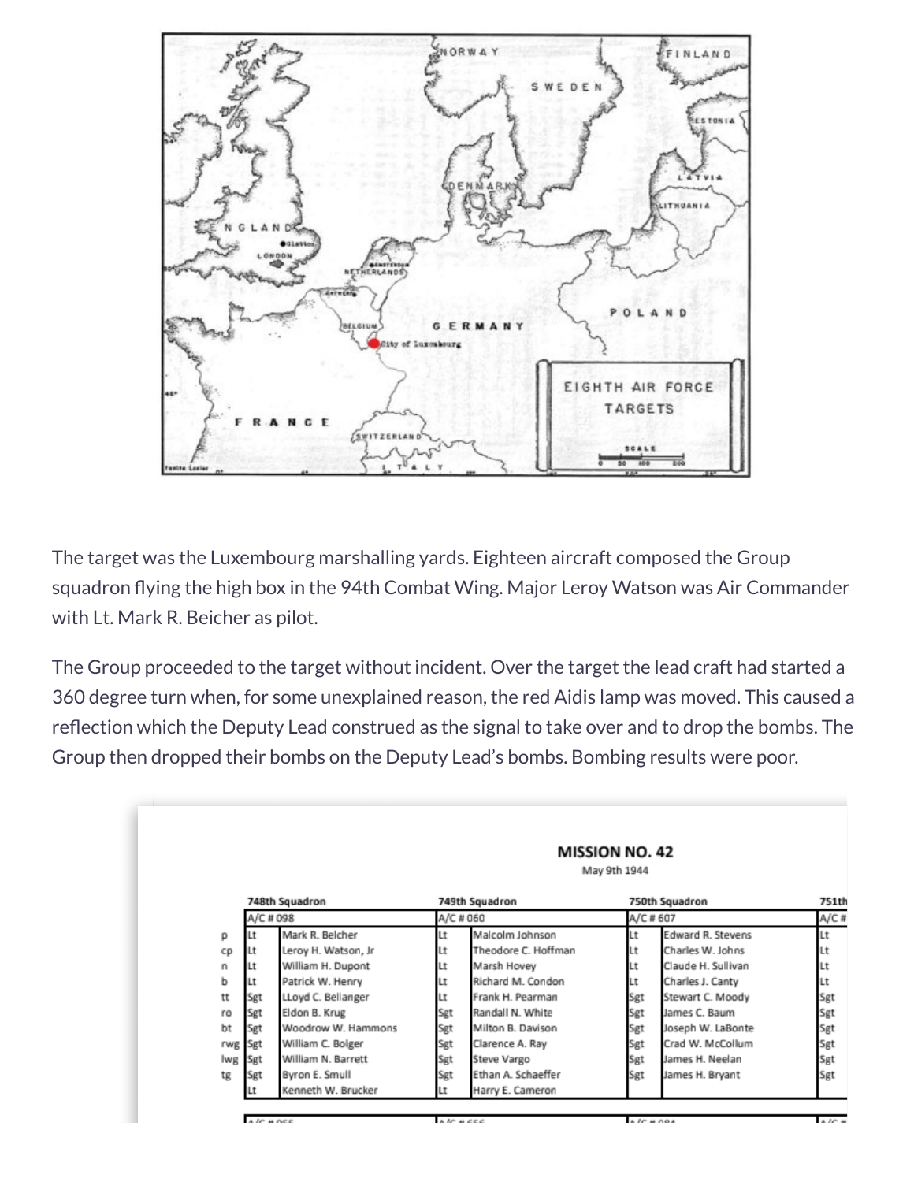The target was the Luxembourg marshalling yards. Eighteen aircraft composed the Group squadron flying the high box in the 94th Combat Wing. Major Leroy Watson was Air Commander with Lt. Mark R. Beicher as pilot.

The Group proceeded to the target without incident. Over the target the lead craft had started a 360 degree turn when, for some unexplained reason, the red Aidis lamp was moved. This caused a reflection which the Deputy Lead construed as the signal to take over and to drop the bombs. The Group then dropped their bombs on the Deputy Lead's bombs. Bombing results were poor.

## MISSION NO. 42

May 9th 1944

| | 748th Squadron | | 749th Squadron | | 750th Squadron | | 751th |
|---|---|---|---|---|---|---|---|
| | A/C # 098 | | A/C # 060 | | A/C # 607 | | A/C # |
| p | Lt | Mark R. Belcher | Lt | Malcolm Johnson | Lt | Edward R. Stevens | Lt |
| cp | Lt | Leroy H. Watson, Jr | Lt | Theodore C. Hoffman | Lt | Charles W. Johns | Lt |
| n | Lt | William H. Dupont | Lt | Marsh Hovey | Lt | Claude H. Sullivan | Lt |
| b | Lt | Patrick W. Henry | Lt | Richard M. Condon | Lt | Charles J. Canty | Lt |
| tt | Sgt | LLoyd C. Bellanger | Lt | Frank H. Pearman | Sgt | Stewart C. Moody | Sgt |
| ro | Sgt | Eldon B. Krug | Sgt | Randall N. White | Sgt | James C. Baum | Sgt |
| bt | Sgt | Woodrow W. Hammons | Sgt | Milton B. Davison | Sgt | Joseph W. LaBonte | Sgt |
| rwg | Sgt | William C. Bolger | Sgt | Clarence A. Ray | Sgt | Crad W. McCollum | Sgt |
| lwg | Sgt | William N. Barrett | Sgt | Steve Vargo | Sgt | James H. Neelan | Sgt |
| tg | Sgt | Byron E. Smull | Sgt | Ethan A. Schaeffer | Sgt | James H. Bryant | Sgt |
| | Lt | Kenneth W. Brucker | Lt | Harry E. Cameron | | | |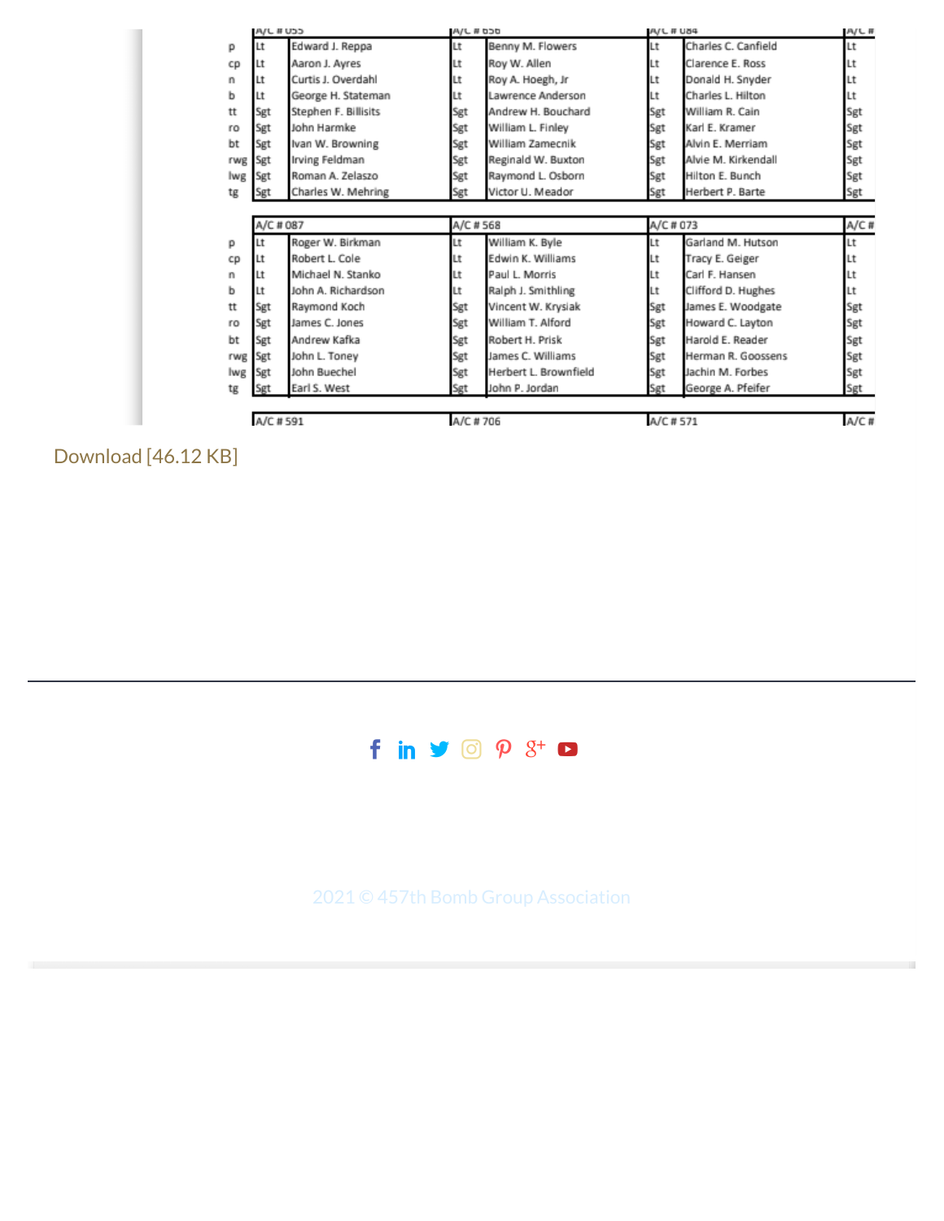| | A/C # 055 | | A/C # 656 | | A/C # 084 | | A/C # |
|---|---|---|---|---|---|---|---|
| p | Lt | Edward J. Reppa | Lt | Benny M. Flowers | Lt | Charles C. Canfield | Lt |
| cp | Lt | Aaron J. Ayres | Lt | Roy W. Allen | Lt | Clarence E. Ross | Lt |
| n | Lt | Curtis J. Overdahl | Lt | Roy A. Hoegh, Jr | Lt | Donald H. Snyder | Lt |
| b | Lt | George H. Stateman | Lt | Lawrence Anderson | Lt | Charles L. Hilton | Lt |
| tt | Sgt | Stephen F. Billisits | Sgt | Andrew H. Bouchard | Sgt | William R. Cain | Sgt |
| ro | Sgt | John Harmke | Sgt | William L. Finley | Sgt | Karl E. Kramer | Sgt |
| bt | Sgt | Ivan W. Browning | Sgt | William Zamecnik | Sgt | Alvin E. Merriam | Sgt |
| rwg | Sgt | Irving Feldman | Sgt | Reginald W. Buxton | Sgt | Alvie M. Kirkendall | Sgt |
| lwg | Sgt | Roman A. Zelaszo | Sgt | Raymond L. Osborn | Sgt | Hilton E. Bunch | Sgt |
| tg | Sgt | Charles W. Mehring | Sgt | Victor U. Meador | Sgt | Herbert P. Barte | Sgt |

| | A/C # 087 | | A/C # 568 | | A/C # 073 | | A/C # |
|---|---|---|---|---|---|---|---|
| p | Lt | Roger W. Birkman | Lt | William K. Byle | Lt | Garland M. Hutson | Lt |
| cp | Lt | Robert L. Cole | Lt | Edwin K. Williams | Lt | Tracy E. Geiger | Lt |
| n | Lt | Michael N. Stanko | Lt | Paul L. Morris | Lt | Carl F. Hansen | Lt |
| b | Lt | John A. Richardson | Lt | Ralph J. Smithling | Lt | Clifford D. Hughes | Lt |
| tt | Sgt | Raymond Koch | Sgt | Vincent W. Krysiak | Sgt | James E. Woodgate | Sgt |
| ro | Sgt | James C. Jones | Sgt | William T. Alford | Sgt | Howard C. Layton | Sgt |
| bt | Sgt | Andrew Kafka | Sgt | Robert H. Prisk | Sgt | Harold E. Reader | Sgt |
| rwg | Sgt | John L. Toney | Sgt | James C. Williams | Sgt | Herman R. Goossens | Sgt |
| lwg | Sgt | John Buechel | Sgt | Herbert L. Brownfield | Sgt | Jachin M. Forbes | Sgt |
| tg | Sgt | Earl S. West | Sgt | John P. Jordan | Sgt | George A. Pfeifer | Sgt |

| A/C # 591 | A/C # 706 | A/C # 571 | A/C # |
|---|---|---|---|

Download [46.12 KB]

2021 © 457th Bomb Group Association